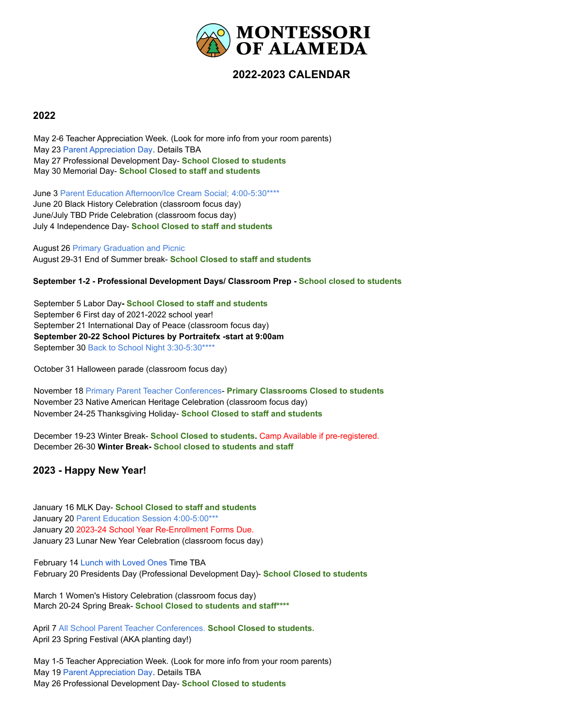# MONTESSORI OF ALAMEDA

## 2022-2023 CALENDAR

### 2022

May 2-6 Teacher Appreciation Week. (Look for more info from your room parents)
May 23 Parent Appreciation Day. Details TBA
May 27 Professional Development Day- **School Closed to students**
May 30 Memorial Day- **School Closed to staff and students**

June 3 Parent Education Afternoon/Ice Cream Social; 4:00-5:30****
June 20 Black History Celebration (classroom focus day)
June/July TBD Pride Celebration (classroom focus day)
July 4 Independence Day- **School Closed to staff and students**

August 26 Primary Graduation and Picnic
August 29-31 End of Summer break- **School Closed to staff and students**

**September 1-2 - Professional Development Days/ Classroom Prep - School closed to students**

September 5 Labor Day**- School Closed to staff and students**
September 6 First day of 2021-2022 school year!
September 21 International Day of Peace (classroom focus day)
**September 20-22 School Pictures by Portraitefx -start at 9:00am**
September 30 Back to School Night 3:30-5:30****

October 31 Halloween parade (classroom focus day)

November 18 Primary Parent Teacher Conferences**- Primary Classrooms Closed to students**
November 23 Native American Heritage Celebration (classroom focus day)
November 24-25 Thanksgiving Holiday- **School Closed to staff and students**

December 19-23 Winter Break- **School Closed to students.** Camp Available if pre-registered.
December 26-30 **Winter Break- School closed to students and staff**

### 2023 - Happy New Year!

January 16 MLK Day- **School Closed to staff and students**
January 20 Parent Education Session 4:00-5:00***
January 20 2023-24 School Year Re-Enrollment Forms Due.
January 23 Lunar New Year Celebration (classroom focus day)

February 14 Lunch with Loved Ones Time TBA
February 20 Presidents Day (Professional Development Day)- **School Closed to students**

March 1 Women's History Celebration (classroom focus day)
March 20-24 Spring Break- **School Closed to students and staff****** 

April 7 All School Parent Teacher Conferences. **School Closed to students.**
April 23 Spring Festival (AKA planting day!)

May 1-5 Teacher Appreciation Week. (Look for more info from your room parents)
May 19 Parent Appreciation Day. Details TBA
May 26 Professional Development Day- **School Closed to students**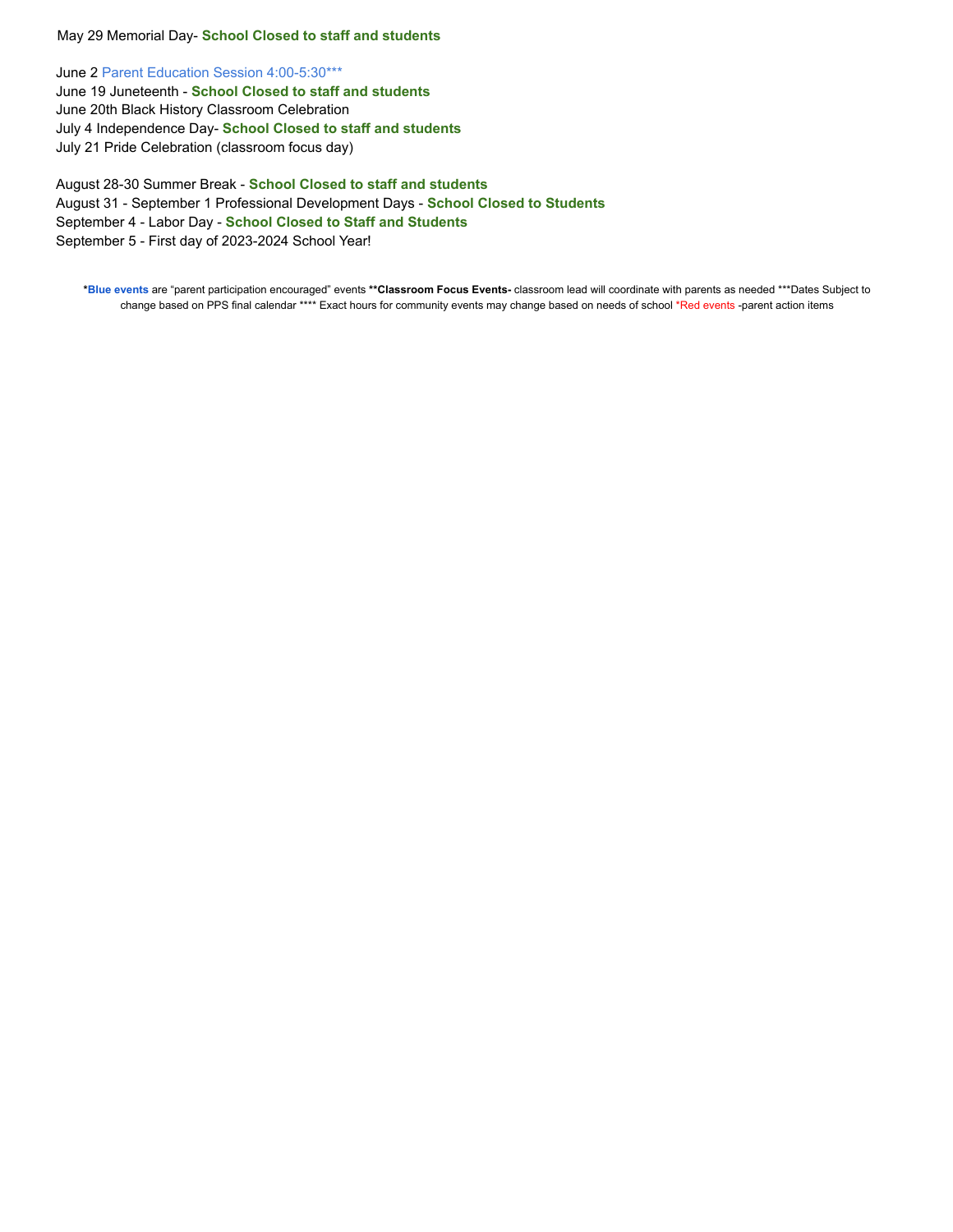May 29 Memorial Day- **School Closed to staff and students**

June 2 Parent Education Session 4:00-5:30***
June 19 Juneteenth - **School Closed to staff and students**
June 20th Black History Classroom Celebration
July 4 Independence Day- **School Closed to staff and students**
July 21 Pride Celebration (classroom focus day)

August 28-30 Summer Break - **School Closed to staff and students**
August 31 - September 1 Professional Development Days - **School Closed to Students**
September 4 - Labor Day - **School Closed to Staff and Students**
September 5 - First day of 2023-2024 School Year!

***Blue events** are "parent participation encouraged" events ****Classroom Focus Events-** classroom lead will coordinate with parents as needed ***Dates Subject to change based on PPS final calendar **** Exact hours for community events may change based on needs of school *Red events -parent action items